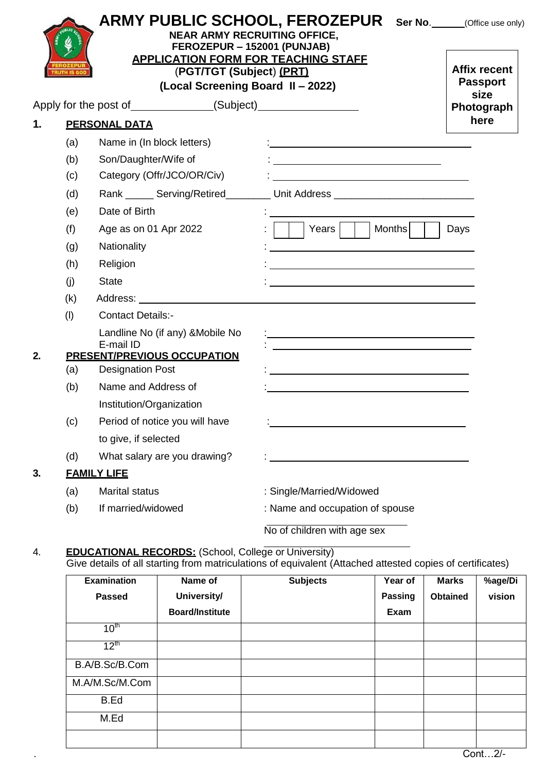# ARMY PUBLIC SCHOOL, FEROZEPUR

Ser No.______(Office use only)

**NEAR ARMY RECRUITING OFFICE,**
**FEROZEPUR – 152001 (PUNJAB)**

**APPLICATION FORM FOR TEACHING STAFF**

**(PGT/TGT (Subject) (PRT)**

**(Local Screening Board II – 2022)**

**Affix recent Passport size Photograph here**

Apply for the post of______________(Subject)_________________

## 1. PERSONAL DATA

(a) Name in (In block letters) : ____________________

(b) Son/Daughter/Wife of : ____________________

(c) Category (Offr/JCO/OR/Civ) : ____________________

(d) Rank _____ Serving/Retired________ Unit Address ____________________

(e) Date of Birth : ____________________

(f) Age as on 01 Apr 2022 : [ ][ ] Years [ ][ ] Months [ ][ ] Days

(g) Nationality : ____________________

(h) Religion : ____________________

(j) State : ____________________

(k) Address: ____________________

(l) Contact Details:-

Landline No (if any) &Mobile No : ____________________

E-mail ID : ____________________

## 2. PRESENT/PREVIOUS OCCUPATION

(a) Designation Post : ____________________

(b) Name and Address of Institution/Organization : ____________________

(c) Period of notice you will have to give, if selected : ____________________

(d) What salary are you drawing? : ____________________

## 3. FAMILY LIFE

(a) Marital status : Single/Married/Widowed

(b) If married/widowed : Name and occupation of spouse ____________________

No of children with age sex ____________________

4. **EDUCATIONAL RECORDS:** (School, College or University)
Give details of all starting from matriculations of equivalent (Attached attested copies of certificates)

| Examination Passed | Name of University/ Board/Institute | Subjects | Year of Passing Exam | Marks Obtained | %age/Division |
|---|---|---|---|---|---|
| 10th | | | | | |
| 12th | | | | | |
| B.A/B.Sc/B.Com | | | | | |
| M.A/M.Sc/M.Com | | | | | |
| B.Ed | | | | | |
| M.Ed | | | | | |
| | | | | | |

Cont…2/-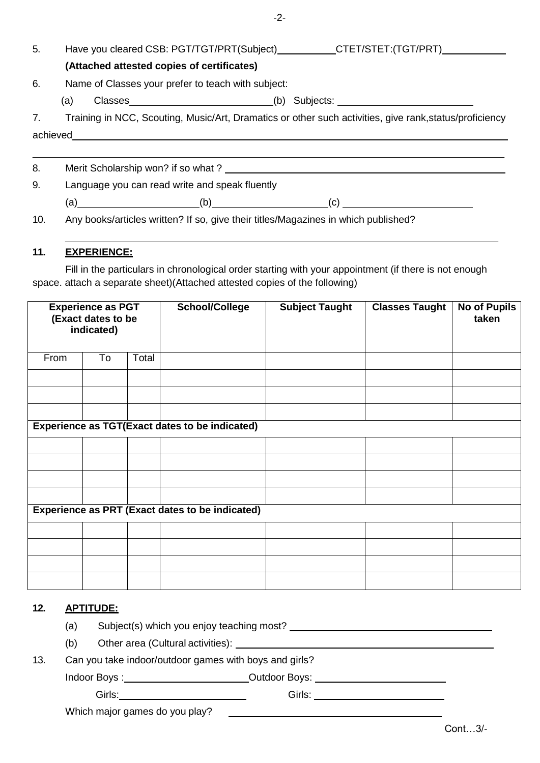5. Have you cleared CSB: PGT/TGT/PRT(Subject)__________ CTET/STET:(TGT/PRT)__________

**(Attached attested copies of certificates)**

6. Name of Classes your prefer to teach with subject:

   (a) Classes__________________________ (b) Subjects: __________________________

7. Training in NCC, Scouting, Music/Art, Dramatics or other such activities, give rank,status/proficiency achieved______________________________________________________________________

______________________________________________________________________

8. Merit Scholarship won? if so what ? __________________________________________

9. Language you can read write and speak fluently

   (a)____________________ (b)____________________ (c) ____________________

10. Any books/articles written? If so, give their titles/Magazines in which published?

______________________________________________________________________

## 11. EXPERIENCE:

Fill in the particulars in chronological order starting with your appointment (if there is not enough space. attach a separate sheet)(Attached attested copies of the following)

| Experience as PGT (Exact dates to be indicated) | | | School/College | Subject Taught | Classes Taught | No of Pupils taken |
|---|---|---|---|---|---|---|
| From | To | Total | | | | |
| | | | | | | |
| | | | | | | |
| | | | | | | |
| **Experience as TGT(Exact dates to be indicated)** | | | | | | |
| | | | | | | |
| | | | | | | |
| | | | | | | |
| | | | | | | |
| **Experience as PRT (Exact dates to be indicated)** | | | | | | |
| | | | | | | |
| | | | | | | |
| | | | | | | |
| | | | | | | |

## 12. APTITUDE:

(a) Subject(s) which you enjoy teaching most? __________________________________

(b) Other area (Cultural activities): __________________________________

13. Can you take indoor/outdoor games with boys and girls?

Indoor Boys :____________________ Outdoor Boys: ____________________

Girls:____________________ Girls: ____________________

Which major games do you play? __________________________________

Cont…3/-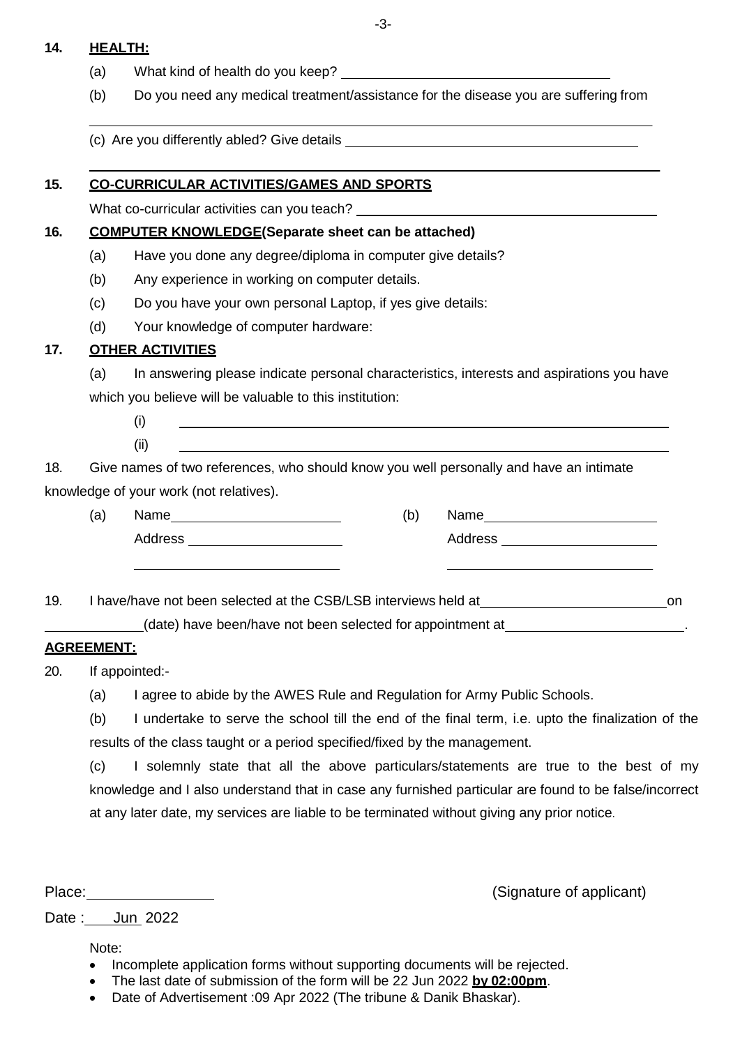**14. HEALTH:**

(a) What kind of health do you keep? ____________________

(b) Do you need any medical treatment/assistance for the disease you are suffering from

____________________

(c) Are you differently abled? Give details ____________________

____________________

**15. CO-CURRICULAR ACTIVITIES/GAMES AND SPORTS**

What co-curricular activities can you teach? ____________________

**16. COMPUTER KNOWLEDGE(Separate sheet can be attached)**

(a) Have you done any degree/diploma in computer give details?

(b) Any experience in working on computer details.

(c) Do you have your own personal Laptop, if yes give details:

(d) Your knowledge of computer hardware:

**17. OTHER ACTIVITIES**

(a) In answering please indicate personal characteristics, interests and aspirations you have which you believe will be valuable to this institution:

(i) ____________________

(ii) ____________________

18. Give names of two references, who should know you well personally and have an intimate knowledge of your work (not relatives).

(a) Name ____________________ (b) Name ____________________

Address ____________________ Address ____________________

____________________ ____________________

19. I have/have not been selected at the CSB/LSB interviews held at ____________________ on ____________ (date) have been/have not been selected for appointment at ____________________.

**AGREEMENT:**

20. If appointed:-

(a) I agree to abide by the AWES Rule and Regulation for Army Public Schools.

(b) I undertake to serve the school till the end of the final term, i.e. upto the finalization of the results of the class taught or a period specified/fixed by the management.

(c) I solemnly state that all the above particulars/statements are true to the best of my knowledge and I also understand that in case any furnished particular are found to be false/incorrect at any later date, my services are liable to be terminated without giving any prior notice.

Place: ____________ (Signature of applicant)

Date : ____ Jun 2022

Note:

- Incomplete application forms without supporting documents will be rejected.
- The last date of submission of the form will be 22 Jun 2022 **by 02:00pm**.
- Date of Advertisement :09 Apr 2022 (The tribune & Danik Bhaskar).